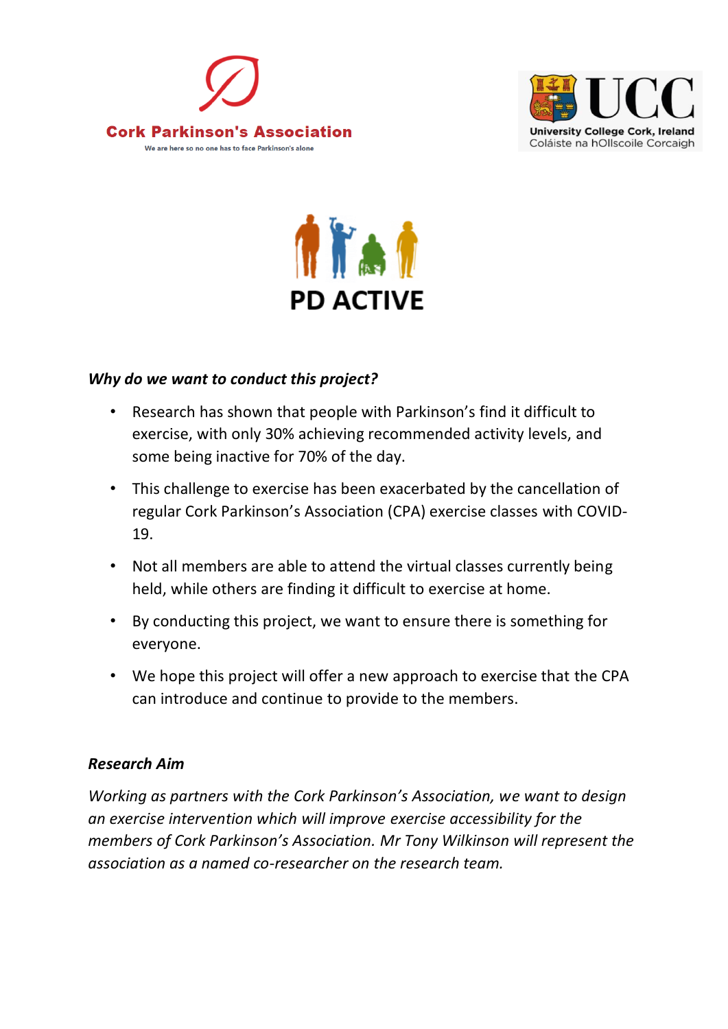Cork Parkinson's Association

We are here so no one has to face Parkinson's alone

UCC

University College Cork, Ireland

Coláiste na hOllscoile Corcaigh

# PD ACTIVE

### *Why do we want to conduct this project?*

- Research has shown that people with Parkinson's find it difficult to exercise, with only 30% achieving recommended activity levels, and some being inactive for 70% of the day.
- This challenge to exercise has been exacerbated by the cancellation of regular Cork Parkinson's Association (CPA) exercise classes with COVID-19.
- Not all members are able to attend the virtual classes currently being held, while others are finding it difficult to exercise at home.
- By conducting this project, we want to ensure there is something for everyone.
- We hope this project will offer a new approach to exercise that the CPA can introduce and continue to provide to the members.

### *Research Aim*

*Working as partners with the Cork Parkinson's Association, we want to design an exercise intervention which will improve exercise accessibility for the members of Cork Parkinson's Association. Mr Tony Wilkinson will represent the association as a named co-researcher on the research team.*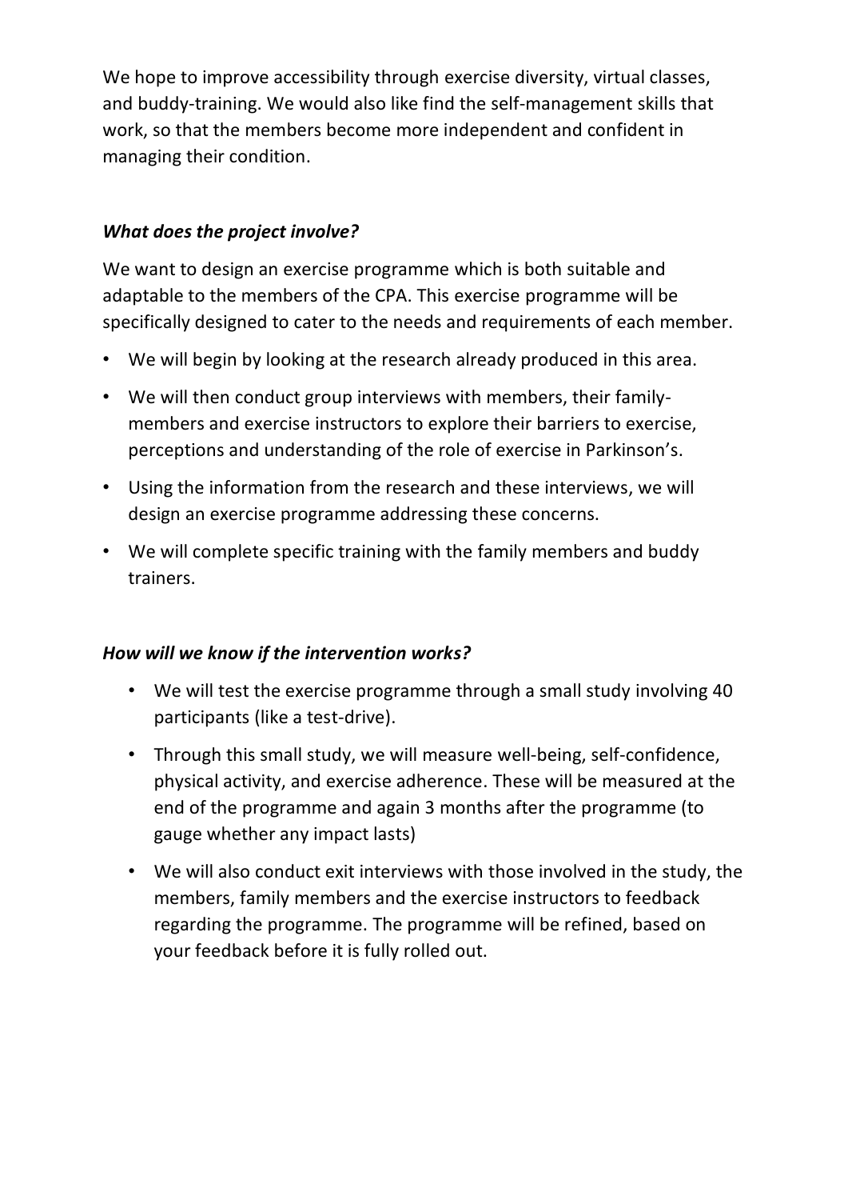We hope to improve accessibility through exercise diversity, virtual classes, and buddy-training. We would also like find the self-management skills that work, so that the members become more independent and confident in managing their condition.

***What does the project involve?***

We want to design an exercise programme which is both suitable and adaptable to the members of the CPA. This exercise programme will be specifically designed to cater to the needs and requirements of each member.

- We will begin by looking at the research already produced in this area.
- We will then conduct group interviews with members, their family-members and exercise instructors to explore their barriers to exercise, perceptions and understanding of the role of exercise in Parkinson's.
- Using the information from the research and these interviews, we will design an exercise programme addressing these concerns.
- We will complete specific training with the family members and buddy trainers.

***How will we know if the intervention works?***

- We will test the exercise programme through a small study involving 40 participants (like a test-drive).
- Through this small study, we will measure well-being, self-confidence, physical activity, and exercise adherence. These will be measured at the end of the programme and again 3 months after the programme (to gauge whether any impact lasts)
- We will also conduct exit interviews with those involved in the study, the members, family members and the exercise instructors to feedback regarding the programme. The programme will be refined, based on your feedback before it is fully rolled out.